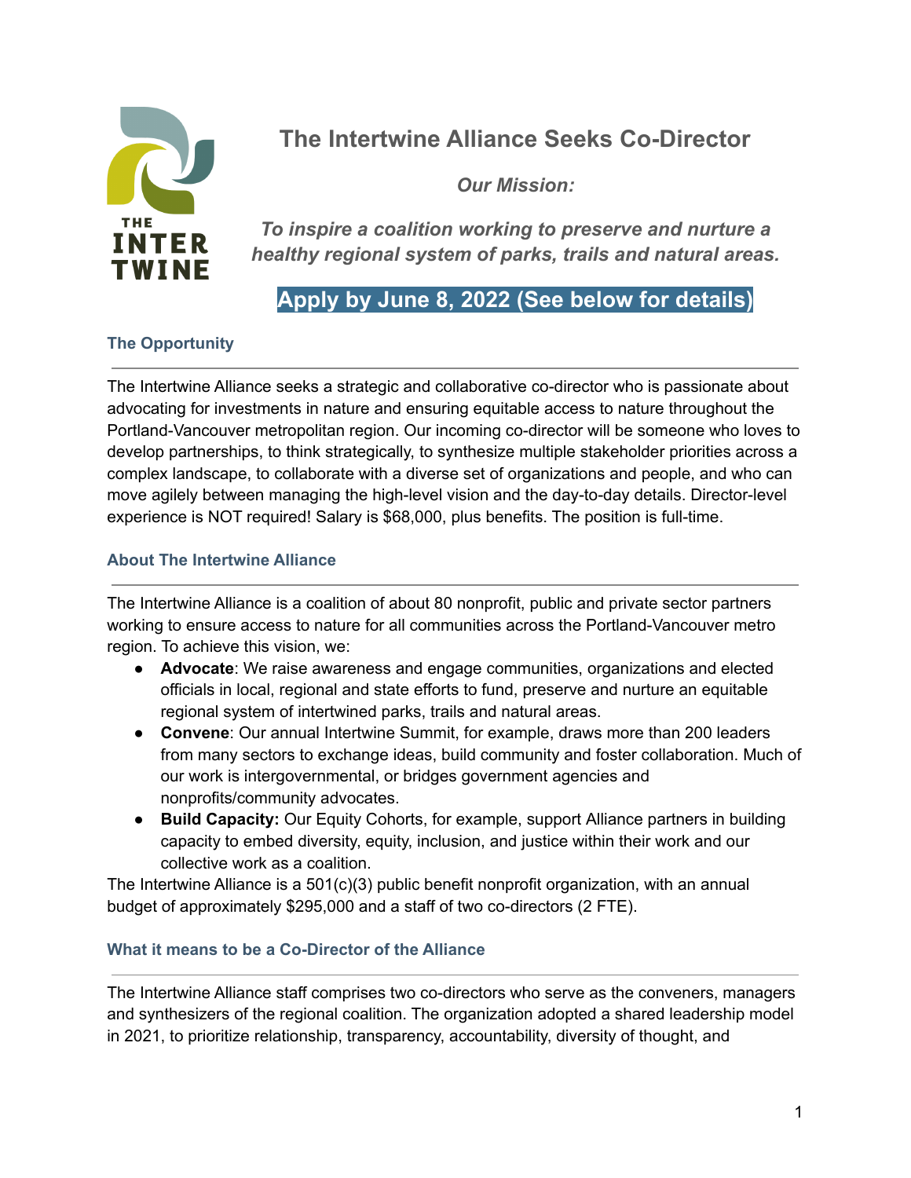# The Intertwine Alliance Seeks Co-Director

***Our Mission:***

***To inspire a coalition working to preserve and nurture a healthy regional system of parks, trails and natural areas.***

**Apply by June 8, 2022 (See below for details)**

## The Opportunity

The Intertwine Alliance seeks a strategic and collaborative co-director who is passionate about advocating for investments in nature and ensuring equitable access to nature throughout the Portland-Vancouver metropolitan region. Our incoming co-director will be someone who loves to develop partnerships, to think strategically, to synthesize multiple stakeholder priorities across a complex landscape, to collaborate with a diverse set of organizations and people, and who can move agilely between managing the high-level vision and the day-to-day details. Director-level experience is NOT required! Salary is $68,000, plus benefits. The position is full-time.

## About The Intertwine Alliance

The Intertwine Alliance is a coalition of about 80 nonprofit, public and private sector partners working to ensure access to nature for all communities across the Portland-Vancouver metro region. To achieve this vision, we:

- **Advocate**: We raise awareness and engage communities, organizations and elected officials in local, regional and state efforts to fund, preserve and nurture an equitable regional system of intertwined parks, trails and natural areas.
- **Convene**: Our annual Intertwine Summit, for example, draws more than 200 leaders from many sectors to exchange ideas, build community and foster collaboration. Much of our work is intergovernmental, or bridges government agencies and nonprofits/community advocates.
- **Build Capacity:** Our Equity Cohorts, for example, support Alliance partners in building capacity to embed diversity, equity, inclusion, and justice within their work and our collective work as a coalition.

The Intertwine Alliance is a 501(c)(3) public benefit nonprofit organization, with an annual budget of approximately $295,000 and a staff of two co-directors (2 FTE).

## What it means to be a Co-Director of the Alliance

The Intertwine Alliance staff comprises two co-directors who serve as the conveners, managers and synthesizers of the regional coalition. The organization adopted a shared leadership model in 2021, to prioritize relationship, transparency, accountability, diversity of thought, and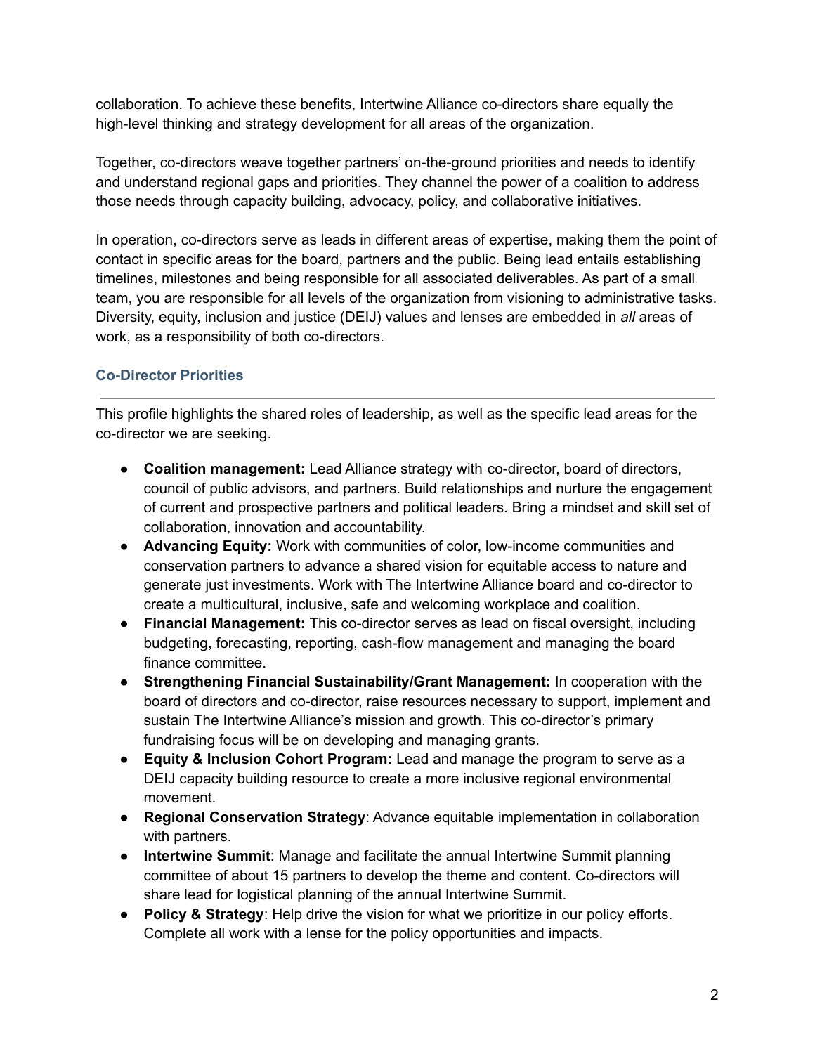collaboration. To achieve these benefits, Intertwine Alliance co-directors share equally the high-level thinking and strategy development for all areas of the organization.

Together, co-directors weave together partners' on-the-ground priorities and needs to identify and understand regional gaps and priorities. They channel the power of a coalition to address those needs through capacity building, advocacy, policy, and collaborative initiatives.

In operation, co-directors serve as leads in different areas of expertise, making them the point of contact in specific areas for the board, partners and the public. Being lead entails establishing timelines, milestones and being responsible for all associated deliverables. As part of a small team, you are responsible for all levels of the organization from visioning to administrative tasks. Diversity, equity, inclusion and justice (DEIJ) values and lenses are embedded in *all* areas of work, as a responsibility of both co-directors.

### Co-Director Priorities

This profile highlights the shared roles of leadership, as well as the specific lead areas for the co-director we are seeking.

- **Coalition management:** Lead Alliance strategy with co-director, board of directors, council of public advisors, and partners. Build relationships and nurture the engagement of current and prospective partners and political leaders. Bring a mindset and skill set of collaboration, innovation and accountability.
- **Advancing Equity:** Work with communities of color, low-income communities and conservation partners to advance a shared vision for equitable access to nature and generate just investments. Work with The Intertwine Alliance board and co-director to create a multicultural, inclusive, safe and welcoming workplace and coalition.
- **Financial Management:** This co-director serves as lead on fiscal oversight, including budgeting, forecasting, reporting, cash-flow management and managing the board finance committee.
- **Strengthening Financial Sustainability/Grant Management:** In cooperation with the board of directors and co-director, raise resources necessary to support, implement and sustain The Intertwine Alliance's mission and growth. This co-director's primary fundraising focus will be on developing and managing grants.
- **Equity & Inclusion Cohort Program:** Lead and manage the program to serve as a DEIJ capacity building resource to create a more inclusive regional environmental movement.
- **Regional Conservation Strategy**: Advance equitable implementation in collaboration with partners.
- **Intertwine Summit**: Manage and facilitate the annual Intertwine Summit planning committee of about 15 partners to develop the theme and content. Co-directors will share lead for logistical planning of the annual Intertwine Summit.
- **Policy & Strategy**: Help drive the vision for what we prioritize in our policy efforts. Complete all work with a lense for the policy opportunities and impacts.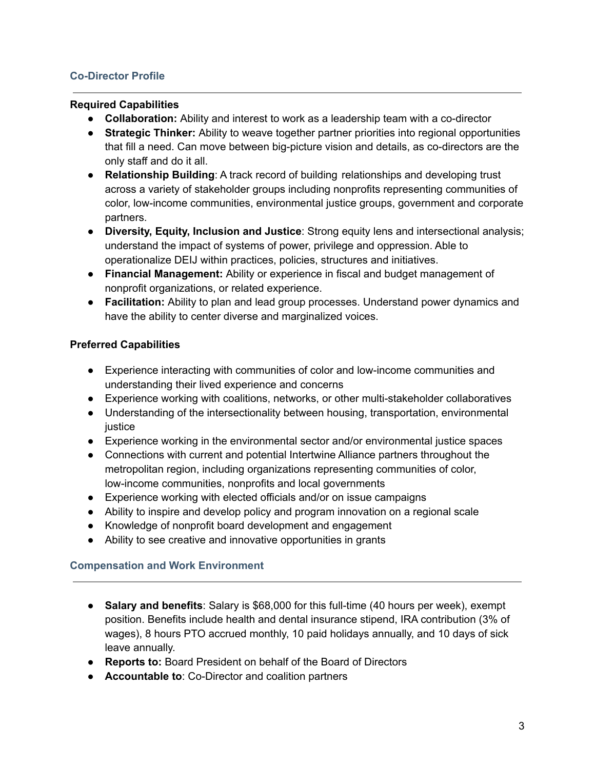## Co-Director Profile

**Required Capabilities**

- **Collaboration:** Ability and interest to work as a leadership team with a co-director
- **Strategic Thinker:** Ability to weave together partner priorities into regional opportunities that fill a need. Can move between big-picture vision and details, as co-directors are the only staff and do it all.
- **Relationship Building**: A track record of building relationships and developing trust across a variety of stakeholder groups including nonprofits representing communities of color, low-income communities, environmental justice groups, government and corporate partners.
- **Diversity, Equity, Inclusion and Justice**: Strong equity lens and intersectional analysis; understand the impact of systems of power, privilege and oppression. Able to operationalize DEIJ within practices, policies, structures and initiatives.
- **Financial Management:** Ability or experience in fiscal and budget management of nonprofit organizations, or related experience.
- **Facilitation:** Ability to plan and lead group processes. Understand power dynamics and have the ability to center diverse and marginalized voices.

**Preferred Capabilities**

- Experience interacting with communities of color and low-income communities and understanding their lived experience and concerns
- Experience working with coalitions, networks, or other multi-stakeholder collaboratives
- Understanding of the intersectionality between housing, transportation, environmental justice
- Experience working in the environmental sector and/or environmental justice spaces
- Connections with current and potential Intertwine Alliance partners throughout the metropolitan region, including organizations representing communities of color, low-income communities, nonprofits and local governments
- Experience working with elected officials and/or on issue campaigns
- Ability to inspire and develop policy and program innovation on a regional scale
- Knowledge of nonprofit board development and engagement
- Ability to see creative and innovative opportunities in grants

## Compensation and Work Environment

- **Salary and benefits**: Salary is $68,000 for this full-time (40 hours per week), exempt position. Benefits include health and dental insurance stipend, IRA contribution (3% of wages), 8 hours PTO accrued monthly, 10 paid holidays annually, and 10 days of sick leave annually.
- **Reports to:** Board President on behalf of the Board of Directors
- **Accountable to**: Co-Director and coalition partners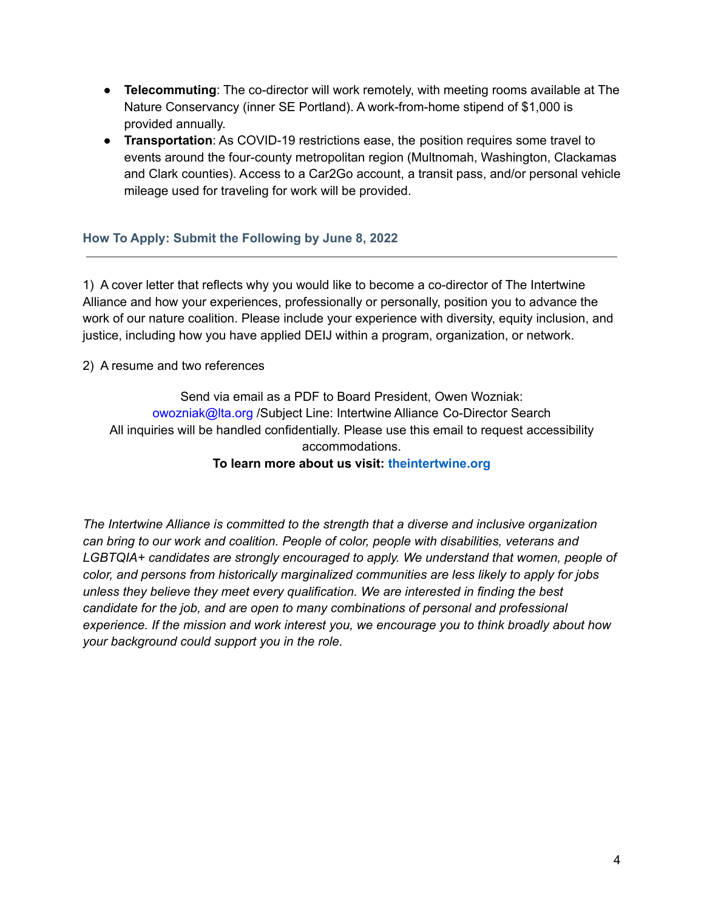- **Telecommuting**: The co-director will work remotely, with meeting rooms available at The Nature Conservancy (inner SE Portland). A work-from-home stipend of $1,000 is provided annually.
- **Transportation**: As COVID-19 restrictions ease, the position requires some travel to events around the four-county metropolitan region (Multnomah, Washington, Clackamas and Clark counties). Access to a Car2Go account, a transit pass, and/or personal vehicle mileage used for traveling for work will be provided.

### How To Apply: Submit the Following by June 8, 2022

---

1) A cover letter that reflects why you would like to become a co-director of The Intertwine Alliance and how your experiences, professionally or personally, position you to advance the work of our nature coalition. Please include your experience with diversity, equity inclusion, and justice, including how you have applied DEIJ within a program, organization, or network.

2) A resume and two references

Send via email as a PDF to Board President, Owen Wozniak:
owozniak@lta.org /Subject Line: Intertwine Alliance Co-Director Search
All inquiries will be handled confidentially. Please use this email to request accessibility accommodations.
**To learn more about us visit: theintertwine.org**

*The Intertwine Alliance is committed to the strength that a diverse and inclusive organization can bring to our work and coalition. People of color, people with disabilities, veterans and LGBTQIA+ candidates are strongly encouraged to apply. We understand that women, people of color, and persons from historically marginalized communities are less likely to apply for jobs unless they believe they meet every qualification. We are interested in finding the best candidate for the job, and are open to many combinations of personal and professional experience. If the mission and work interest you, we encourage you to think broadly about how your background could support you in the role.*